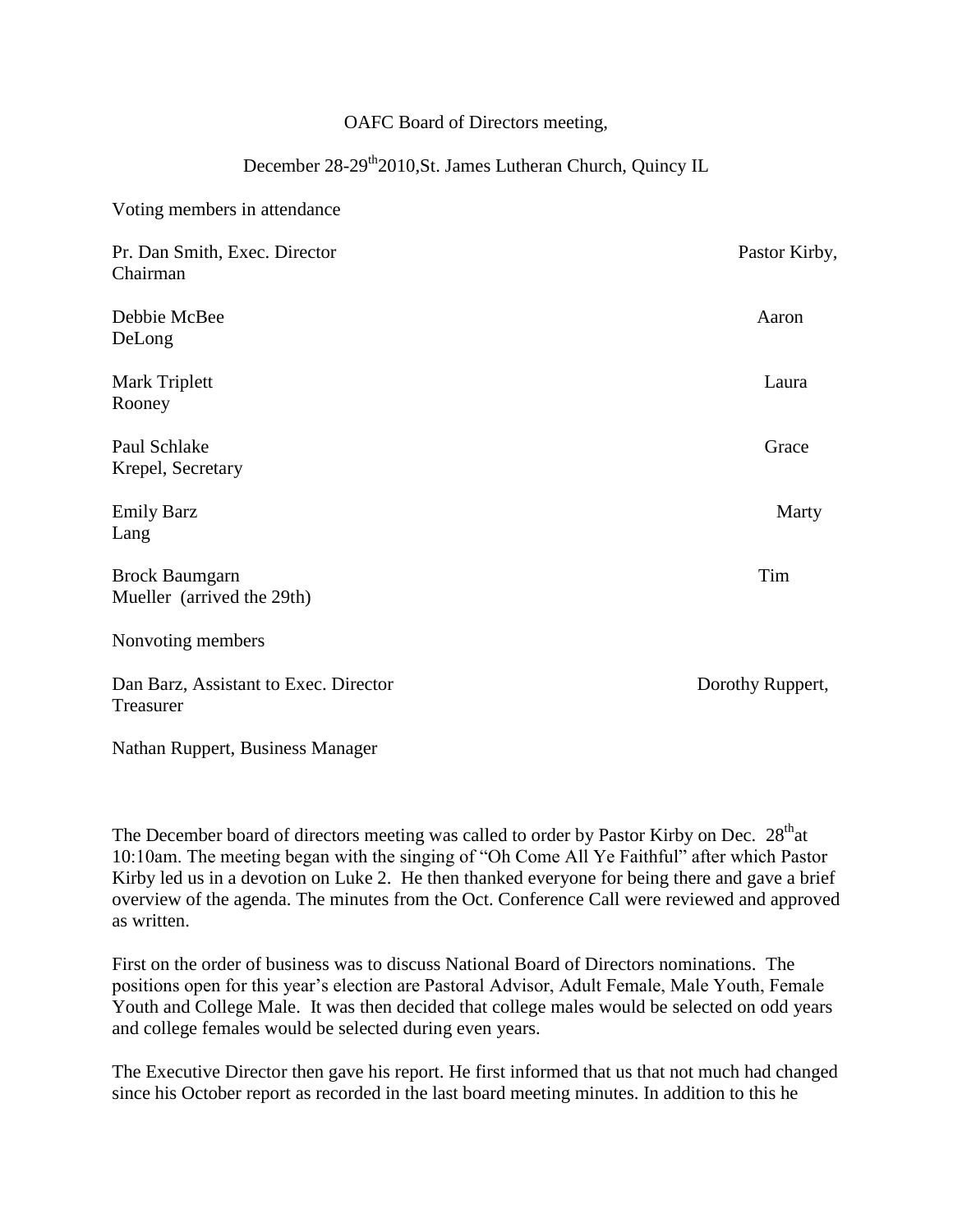OAFC Board of Directors meeting,

December 28-29th 2010, St. James Lutheran Church, Quincy IL

Voting members in attendance

Pr. Dan Smith, Exec. Director

Pastor Kirby, Chairman

Debbie McBee

Aaron DeLong

Mark Triplett

Laura Rooney

Paul Schlake

Grace Krepel, Secretary

Emily Barz

Marty Lang

Brock Baumgarn

Tim Mueller (arrived the 29th)

Nonvoting members

Dan Barz, Assistant to Exec. Director

Dorothy Ruppert, Treasurer

Nathan Ruppert, Business Manager

The December board of directors meeting was called to order by Pastor Kirby on Dec. 28th at 10:10am. The meeting began with the singing of "Oh Come All Ye Faithful" after which Pastor Kirby led us in a devotion on Luke 2. He then thanked everyone for being there and gave a brief overview of the agenda. The minutes from the Oct. Conference Call were reviewed and approved as written.

First on the order of business was to discuss National Board of Directors nominations. The positions open for this year's election are Pastoral Advisor, Adult Female, Male Youth, Female Youth and College Male. It was then decided that college males would be selected on odd years and college females would be selected during even years.

The Executive Director then gave his report. He first informed that us that not much had changed since his October report as recorded in the last board meeting minutes. In addition to this he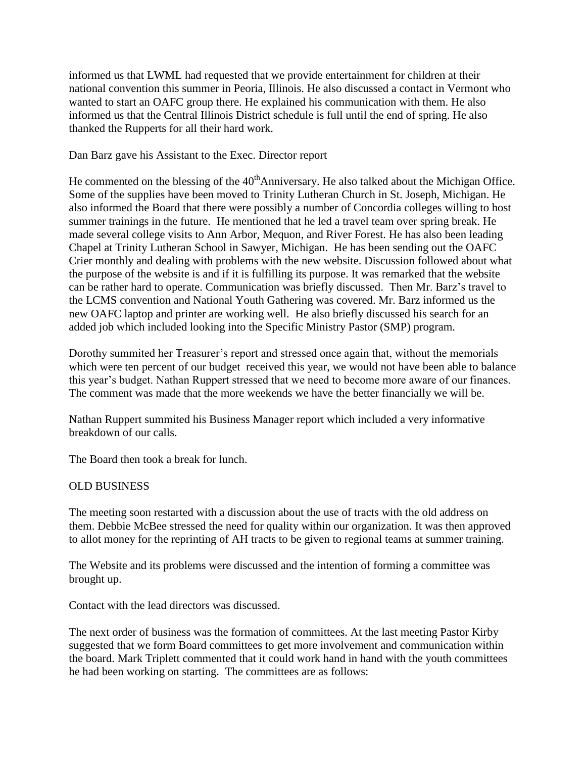informed us that LWML had requested that we provide entertainment for children at their national convention this summer in Peoria, Illinois. He also discussed a contact in Vermont who wanted to start an OAFC group there. He explained his communication with them. He also informed us that the Central Illinois District schedule is full until the end of spring. He also thanked the Rupperts for all their hard work.

Dan Barz gave his Assistant to the Exec. Director report

He commented on the blessing of the 40thAnniversary. He also talked about the Michigan Office. Some of the supplies have been moved to Trinity Lutheran Church in St. Joseph, Michigan. He also informed the Board that there were possibly a number of Concordia colleges willing to host summer trainings in the future. He mentioned that he led a travel team over spring break. He made several college visits to Ann Arbor, Mequon, and River Forest. He has also been leading Chapel at Trinity Lutheran School in Sawyer, Michigan. He has been sending out the OAFC Crier monthly and dealing with problems with the new website. Discussion followed about what the purpose of the website is and if it is fulfilling its purpose. It was remarked that the website can be rather hard to operate. Communication was briefly discussed. Then Mr. Barz's travel to the LCMS convention and National Youth Gathering was covered. Mr. Barz informed us the new OAFC laptop and printer are working well. He also briefly discussed his search for an added job which included looking into the Specific Ministry Pastor (SMP) program.

Dorothy summited her Treasurer's report and stressed once again that, without the memorials which were ten percent of our budget received this year, we would not have been able to balance this year's budget. Nathan Ruppert stressed that we need to become more aware of our finances. The comment was made that the more weekends we have the better financially we will be.

Nathan Ruppert summited his Business Manager report which included a very informative breakdown of our calls.

The Board then took a break for lunch.

OLD BUSINESS

The meeting soon restarted with a discussion about the use of tracts with the old address on them. Debbie McBee stressed the need for quality within our organization. It was then approved to allot money for the reprinting of AH tracts to be given to regional teams at summer training.

The Website and its problems were discussed and the intention of forming a committee was brought up.

Contact with the lead directors was discussed.

The next order of business was the formation of committees. At the last meeting Pastor Kirby suggested that we form Board committees to get more involvement and communication within the board. Mark Triplett commented that it could work hand in hand with the youth committees he had been working on starting. The committees are as follows: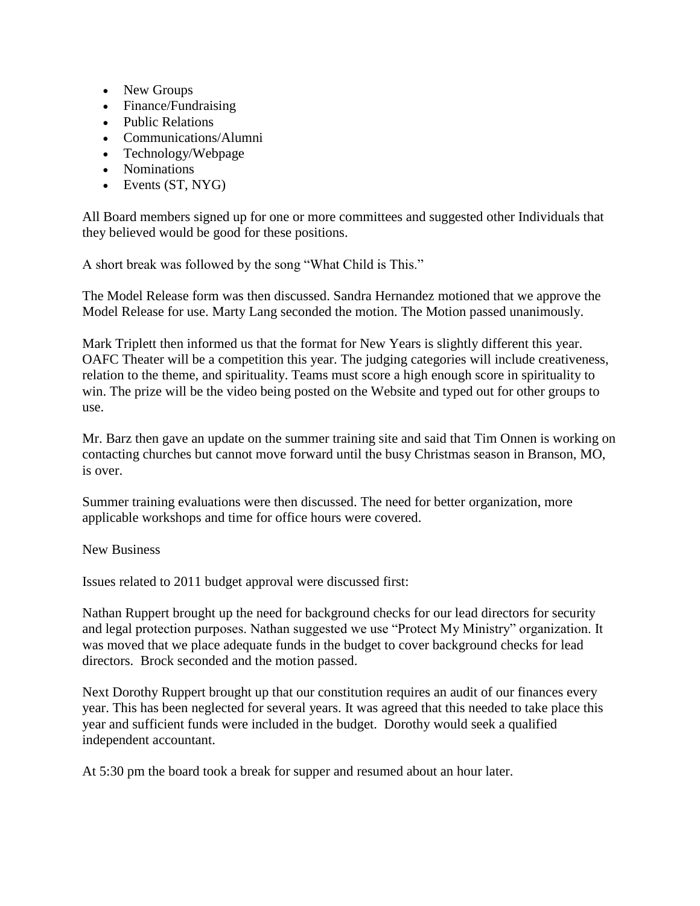- New Groups
- Finance/Fundraising
- Public Relations
- Communications/Alumni
- Technology/Webpage
- Nominations
- Events (ST, NYG)

All Board members signed up for one or more committees and suggested other Individuals that they believed would be good for these positions.

A short break was followed by the song "What Child is This."

The Model Release form was then discussed. Sandra Hernandez motioned that we approve the Model Release for use. Marty Lang seconded the motion. The Motion passed unanimously.

Mark Triplett then informed us that the format for New Years is slightly different this year. OAFC Theater will be a competition this year. The judging categories will include creativeness, relation to the theme, and spirituality. Teams must score a high enough score in spirituality to win. The prize will be the video being posted on the Website and typed out for other groups to use.

Mr. Barz then gave an update on the summer training site and said that Tim Onnen is working on contacting churches but cannot move forward until the busy Christmas season in Branson, MO, is over.

Summer training evaluations were then discussed. The need for better organization, more applicable workshops and time for office hours were covered.

New Business

Issues related to 2011 budget approval were discussed first:

Nathan Ruppert brought up the need for background checks for our lead directors for security and legal protection purposes. Nathan suggested we use "Protect My Ministry" organization. It was moved that we place adequate funds in the budget to cover background checks for lead directors. Brock seconded and the motion passed.

Next Dorothy Ruppert brought up that our constitution requires an audit of our finances every year. This has been neglected for several years. It was agreed that this needed to take place this year and sufficient funds were included in the budget. Dorothy would seek a qualified independent accountant.

At 5:30 pm the board took a break for supper and resumed about an hour later.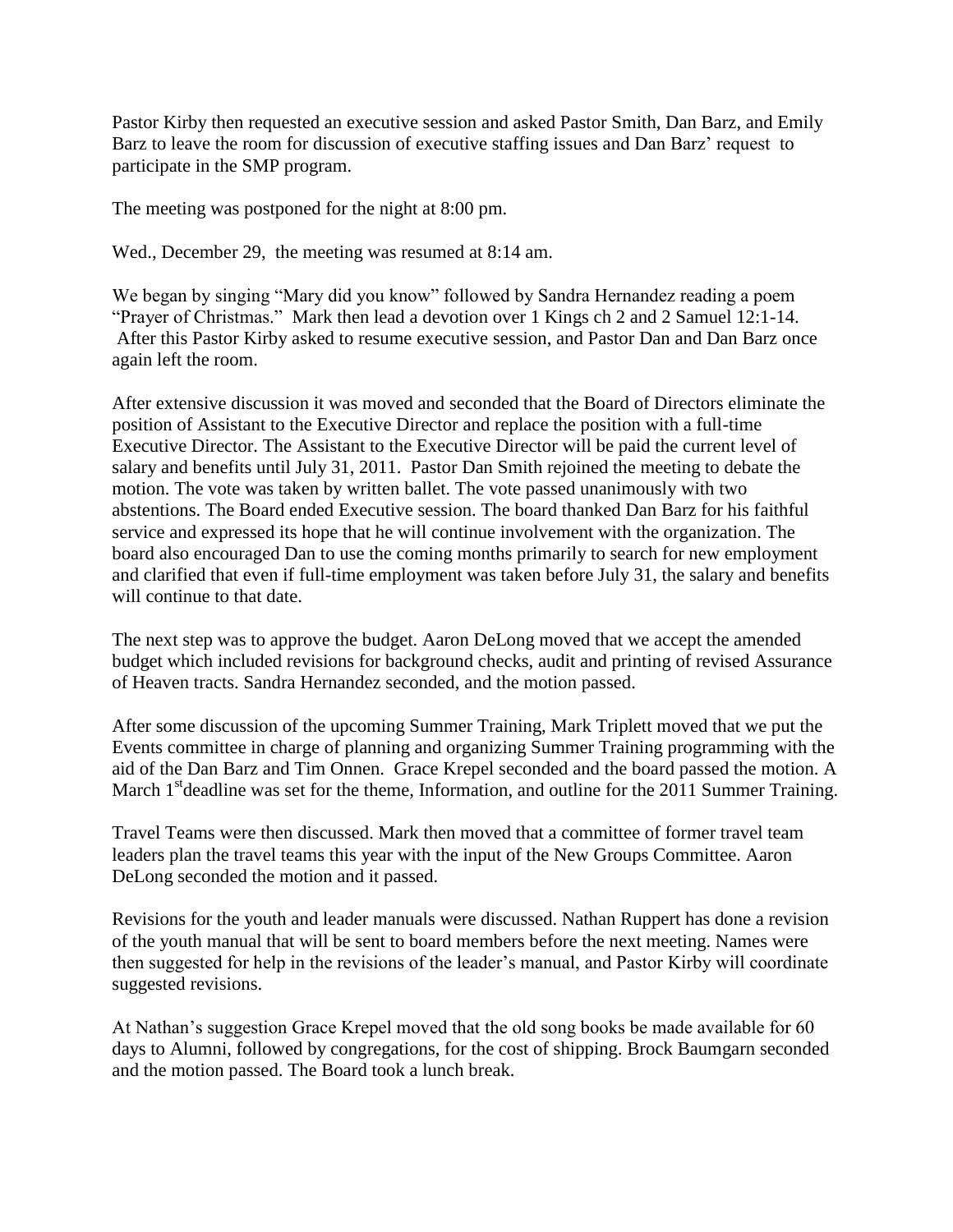Pastor Kirby then requested an executive session and asked Pastor Smith, Dan Barz, and Emily Barz to leave the room for discussion of executive staffing issues and Dan Barz' request to participate in the SMP program.

The meeting was postponed for the night at 8:00 pm.

Wed., December 29, the meeting was resumed at 8:14 am.

We began by singing "Mary did you know" followed by Sandra Hernandez reading a poem "Prayer of Christmas." Mark then lead a devotion over 1 Kings ch 2 and 2 Samuel 12:1-14. After this Pastor Kirby asked to resume executive session, and Pastor Dan and Dan Barz once again left the room.

After extensive discussion it was moved and seconded that the Board of Directors eliminate the position of Assistant to the Executive Director and replace the position with a full-time Executive Director. The Assistant to the Executive Director will be paid the current level of salary and benefits until July 31, 2011. Pastor Dan Smith rejoined the meeting to debate the motion. The vote was taken by written ballet. The vote passed unanimously with two abstentions. The Board ended Executive session. The board thanked Dan Barz for his faithful service and expressed its hope that he will continue involvement with the organization. The board also encouraged Dan to use the coming months primarily to search for new employment and clarified that even if full-time employment was taken before July 31, the salary and benefits will continue to that date.

The next step was to approve the budget. Aaron DeLong moved that we accept the amended budget which included revisions for background checks, audit and printing of revised Assurance of Heaven tracts. Sandra Hernandez seconded, and the motion passed.

After some discussion of the upcoming Summer Training, Mark Triplett moved that we put the Events committee in charge of planning and organizing Summer Training programming with the aid of the Dan Barz and Tim Onnen. Grace Krepel seconded and the board passed the motion. A March 1st deadline was set for the theme, Information, and outline for the 2011 Summer Training.

Travel Teams were then discussed. Mark then moved that a committee of former travel team leaders plan the travel teams this year with the input of the New Groups Committee. Aaron DeLong seconded the motion and it passed.

Revisions for the youth and leader manuals were discussed. Nathan Ruppert has done a revision of the youth manual that will be sent to board members before the next meeting. Names were then suggested for help in the revisions of the leader's manual, and Pastor Kirby will coordinate suggested revisions.

At Nathan's suggestion Grace Krepel moved that the old song books be made available for 60 days to Alumni, followed by congregations, for the cost of shipping. Brock Baumgarn seconded and the motion passed. The Board took a lunch break.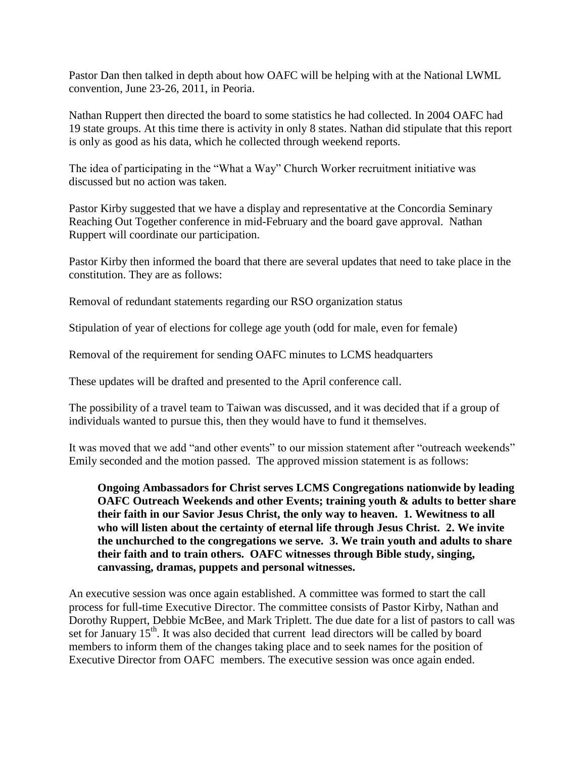Pastor Dan then talked in depth about how OAFC will be helping with at the National LWML convention, June 23-26, 2011, in Peoria.

Nathan Ruppert then directed the board to some statistics he had collected. In 2004 OAFC had 19 state groups. At this time there is activity in only 8 states. Nathan did stipulate that this report is only as good as his data, which he collected through weekend reports.

The idea of participating in the "What a Way" Church Worker recruitment initiative was discussed but no action was taken.

Pastor Kirby suggested that we have a display and representative at the Concordia Seminary Reaching Out Together conference in mid-February and the board gave approval. Nathan Ruppert will coordinate our participation.

Pastor Kirby then informed the board that there are several updates that need to take place in the constitution. They are as follows:

Removal of redundant statements regarding our RSO organization status

Stipulation of year of elections for college age youth (odd for male, even for female)

Removal of the requirement for sending OAFC minutes to LCMS headquarters

These updates will be drafted and presented to the April conference call.

The possibility of a travel team to Taiwan was discussed, and it was decided that if a group of individuals wanted to pursue this, then they would have to fund it themselves.

It was moved that we add "and other events" to our mission statement after "outreach weekends" Emily seconded and the motion passed. The approved mission statement is as follows:

> **Ongoing Ambassadors for Christ serves LCMS Congregations nationwide by leading OAFC Outreach Weekends and other Events; training youth & adults to better share their faith in our Savior Jesus Christ, the only way to heaven. 1. Wewitness to all who will listen about the certainty of eternal life through Jesus Christ. 2. We invite the unchurched to the congregations we serve. 3. We train youth and adults to share their faith and to train others. OAFC witnesses through Bible study, singing, canvassing, dramas, puppets and personal witnesses.**

An executive session was once again established. A committee was formed to start the call process for full-time Executive Director. The committee consists of Pastor Kirby, Nathan and Dorothy Ruppert, Debbie McBee, and Mark Triplett. The due date for a list of pastors to call was set for January 15th. It was also decided that current lead directors will be called by board members to inform them of the changes taking place and to seek names for the position of Executive Director from OAFC members. The executive session was once again ended.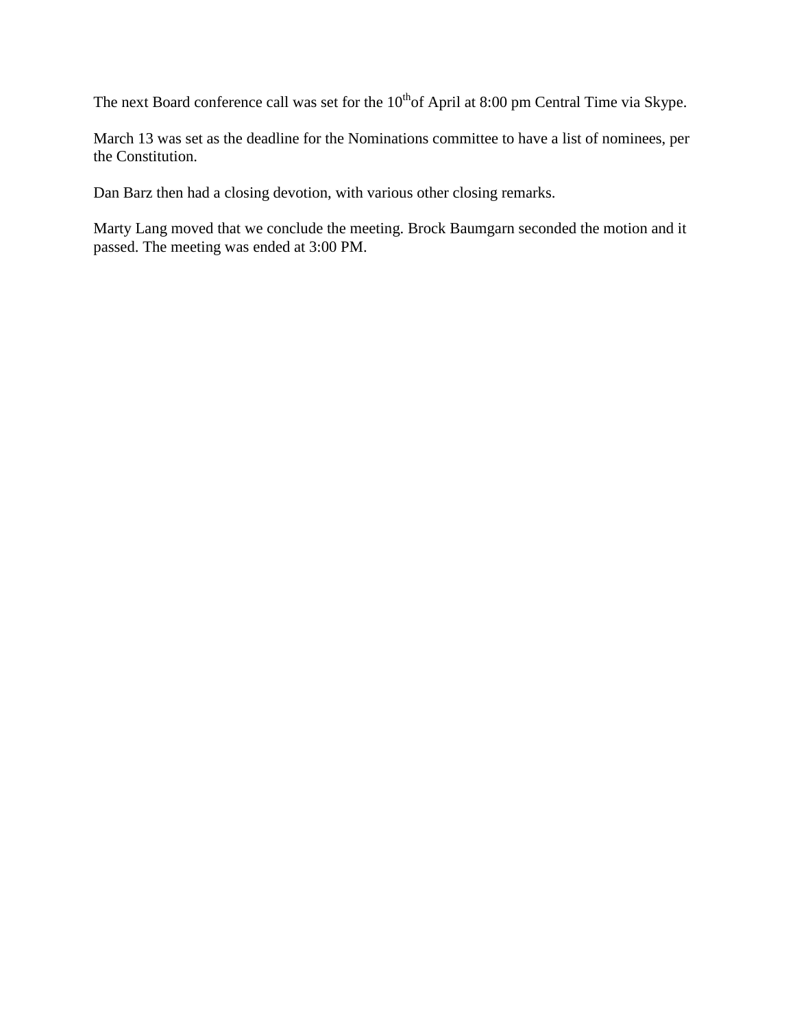The next Board conference call was set for the 10th of April at 8:00 pm Central Time via Skype.

March 13 was set as the deadline for the Nominations committee to have a list of nominees, per the Constitution.

Dan Barz then had a closing devotion, with various other closing remarks.

Marty Lang moved that we conclude the meeting. Brock Baumgarn seconded the motion and it passed. The meeting was ended at 3:00 PM.